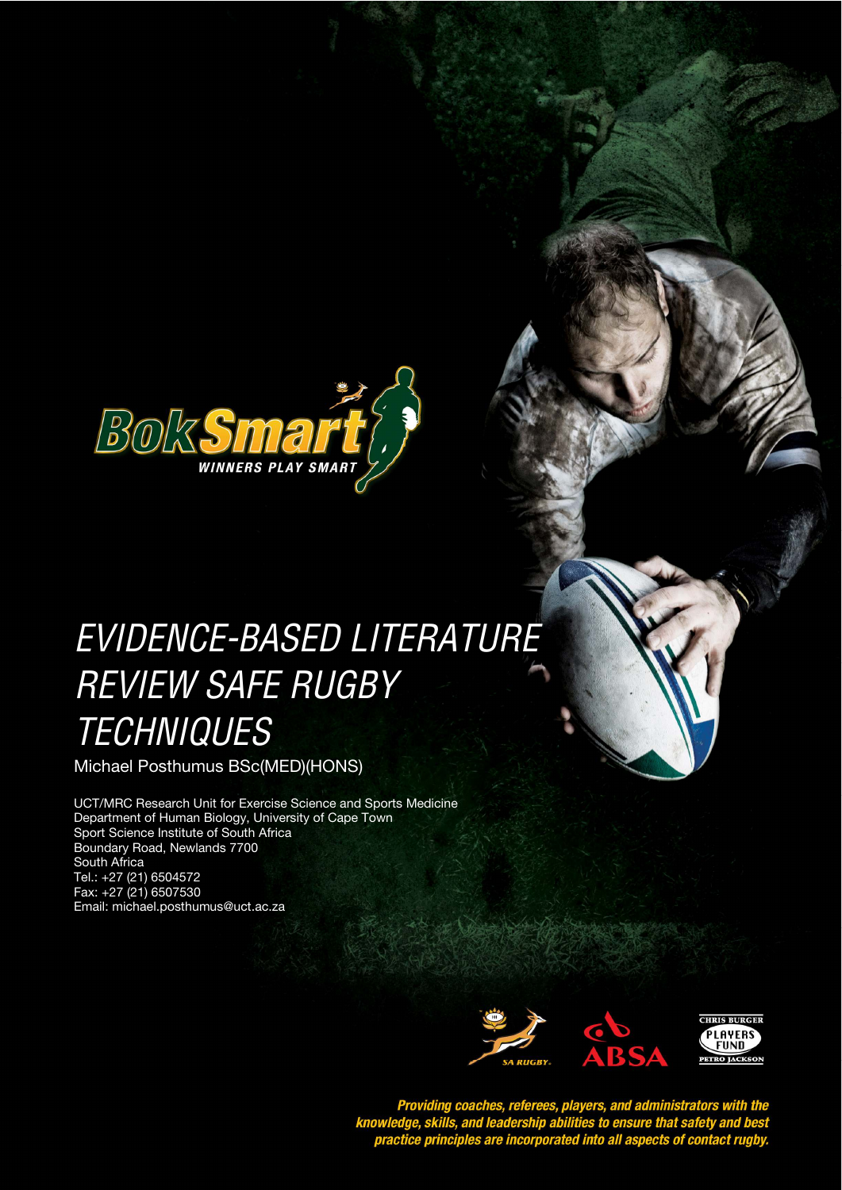BokSmart

WINNERS PLAY SMART

# EVIDENCE-BASED LITERATURE REVIEW SAFE RUGBY TECHNIQUES

Michael Posthumus BSc(MED)(HONS)

UCT/MRC Research Unit for Exercise Science and Sports Medicine
Department of Human Biology, University of Cape Town
Sport Science Institute of South Africa
Boundary Road, Newlands 7700
South Africa
Tel.: +27 (21) 6504572
Fax: +27 (21) 6507530
Email: michael.posthumus@uct.ac.za

SA RUGBY. ABSA CHRIS BURGER PLAYERS FUND PETRO JACKSON

***Providing coaches, referees, players, and administrators with the knowledge, skills, and leadership abilities to ensure that safety and best practice principles are incorporated into all aspects of contact rugby.***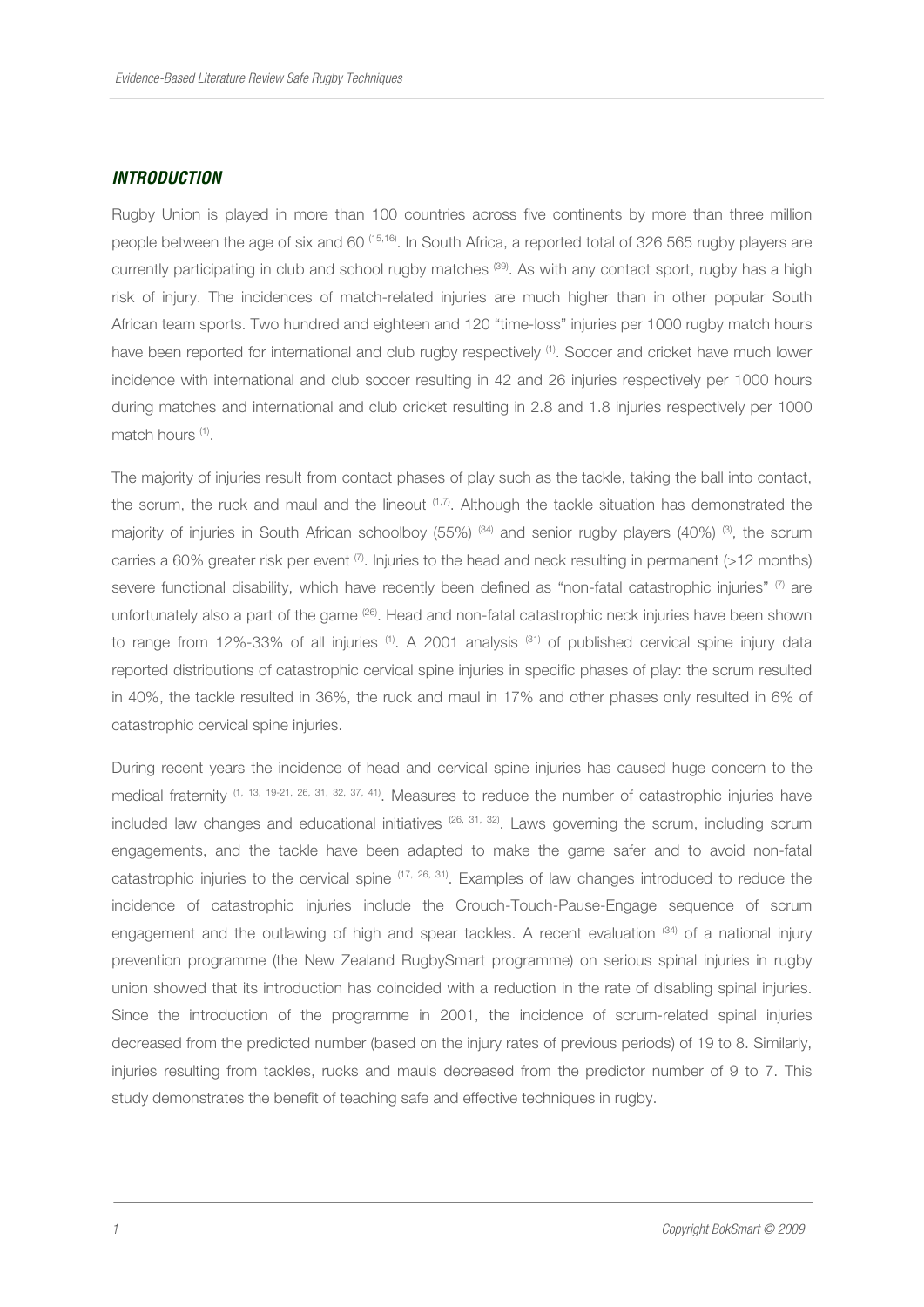## *INTRODUCTION*

Rugby Union is played in more than 100 countries across five continents by more than three million people between the age of six and 60 [15,16]. In South Africa, a reported total of 326 565 rugby players are currently participating in club and school rugby matches [39]. As with any contact sport, rugby has a high risk of injury. The incidences of match-related injuries are much higher than in other popular South African team sports. Two hundred and eighteen and 120 "time-loss" injuries per 1000 rugby match hours have been reported for international and club rugby respectively [1]. Soccer and cricket have much lower incidence with international and club soccer resulting in 42 and 26 injuries respectively per 1000 hours during matches and international and club cricket resulting in 2.8 and 1.8 injuries respectively per 1000 match hours [1].

The majority of injuries result from contact phases of play such as the tackle, taking the ball into contact, the scrum, the ruck and maul and the lineout [1,7]. Although the tackle situation has demonstrated the majority of injuries in South African schoolboy (55%) [34] and senior rugby players (40%) [3], the scrum carries a 60% greater risk per event [7]. Injuries to the head and neck resulting in permanent (>12 months) severe functional disability, which have recently been defined as "non-fatal catastrophic injuries" [7] are unfortunately also a part of the game [26]. Head and non-fatal catastrophic neck injuries have been shown to range from 12%-33% of all injuries [1]. A 2001 analysis [31] of published cervical spine injury data reported distributions of catastrophic cervical spine injuries in specific phases of play: the scrum resulted in 40%, the tackle resulted in 36%, the ruck and maul in 17% and other phases only resulted in 6% of catastrophic cervical spine injuries.

During recent years the incidence of head and cervical spine injuries has caused huge concern to the medical fraternity [1, 13, 19-21, 26, 31, 32, 37, 41]. Measures to reduce the number of catastrophic injuries have included law changes and educational initiatives [26, 31, 32]. Laws governing the scrum, including scrum engagements, and the tackle have been adapted to make the game safer and to avoid non-fatal catastrophic injuries to the cervical spine [17, 26, 31]. Examples of law changes introduced to reduce the incidence of catastrophic injuries include the Crouch-Touch-Pause-Engage sequence of scrum engagement and the outlawing of high and spear tackles. A recent evaluation [34] of a national injury prevention programme (the New Zealand RugbySmart programme) on serious spinal injuries in rugby union showed that its introduction has coincided with a reduction in the rate of disabling spinal injuries. Since the introduction of the programme in 2001, the incidence of scrum-related spinal injuries decreased from the predicted number (based on the injury rates of previous periods) of 19 to 8. Similarly, injuries resulting from tackles, rucks and mauls decreased from the predictor number of 9 to 7. This study demonstrates the benefit of teaching safe and effective techniques in rugby.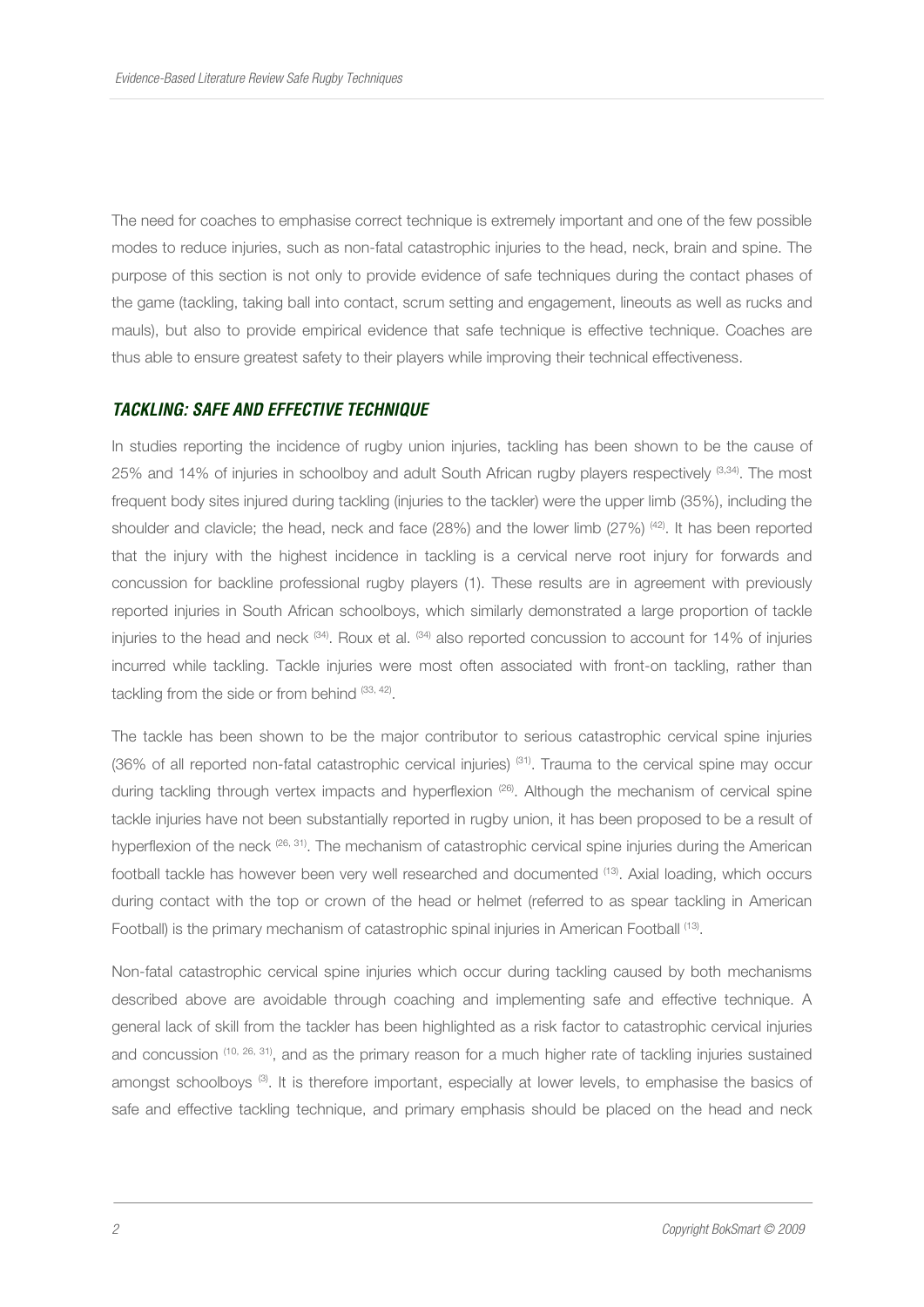The need for coaches to emphasise correct technique is extremely important and one of the few possible modes to reduce injuries, such as non-fatal catastrophic injuries to the head, neck, brain and spine. The purpose of this section is not only to provide evidence of safe techniques during the contact phases of the game (tackling, taking ball into contact, scrum setting and engagement, lineouts as well as rucks and mauls), but also to provide empirical evidence that safe technique is effective technique. Coaches are thus able to ensure greatest safety to their players while improving their technical effectiveness.

## TACKLING: SAFE AND EFFECTIVE TECHNIQUE

In studies reporting the incidence of rugby union injuries, tackling has been shown to be the cause of 25% and 14% of injuries in schoolboy and adult South African rugby players respectively [3,34]. The most frequent body sites injured during tackling (injuries to the tackler) were the upper limb (35%), including the shoulder and clavicle; the head, neck and face (28%) and the lower limb (27%) [42]. It has been reported that the injury with the highest incidence in tackling is a cervical nerve root injury for forwards and concussion for backline professional rugby players (1). These results are in agreement with previously reported injuries in South African schoolboys, which similarly demonstrated a large proportion of tackle injuries to the head and neck [34]. Roux et al. [34] also reported concussion to account for 14% of injuries incurred while tackling. Tackle injuries were most often associated with front-on tackling, rather than tackling from the side or from behind [33, 42].

The tackle has been shown to be the major contributor to serious catastrophic cervical spine injuries (36% of all reported non-fatal catastrophic cervical injuries) [31]. Trauma to the cervical spine may occur during tackling through vertex impacts and hyperflexion [26]. Although the mechanism of cervical spine tackle injuries have not been substantially reported in rugby union, it has been proposed to be a result of hyperflexion of the neck [26, 31]. The mechanism of catastrophic cervical spine injuries during the American football tackle has however been very well researched and documented [13]. Axial loading, which occurs during contact with the top or crown of the head or helmet (referred to as spear tackling in American Football) is the primary mechanism of catastrophic spinal injuries in American Football [13].

Non-fatal catastrophic cervical spine injuries which occur during tackling caused by both mechanisms described above are avoidable through coaching and implementing safe and effective technique. A general lack of skill from the tackler has been highlighted as a risk factor to catastrophic cervical injuries and concussion [10, 26, 31], and as the primary reason for a much higher rate of tackling injuries sustained amongst schoolboys [3]. It is therefore important, especially at lower levels, to emphasise the basics of safe and effective tackling technique, and primary emphasis should be placed on the head and neck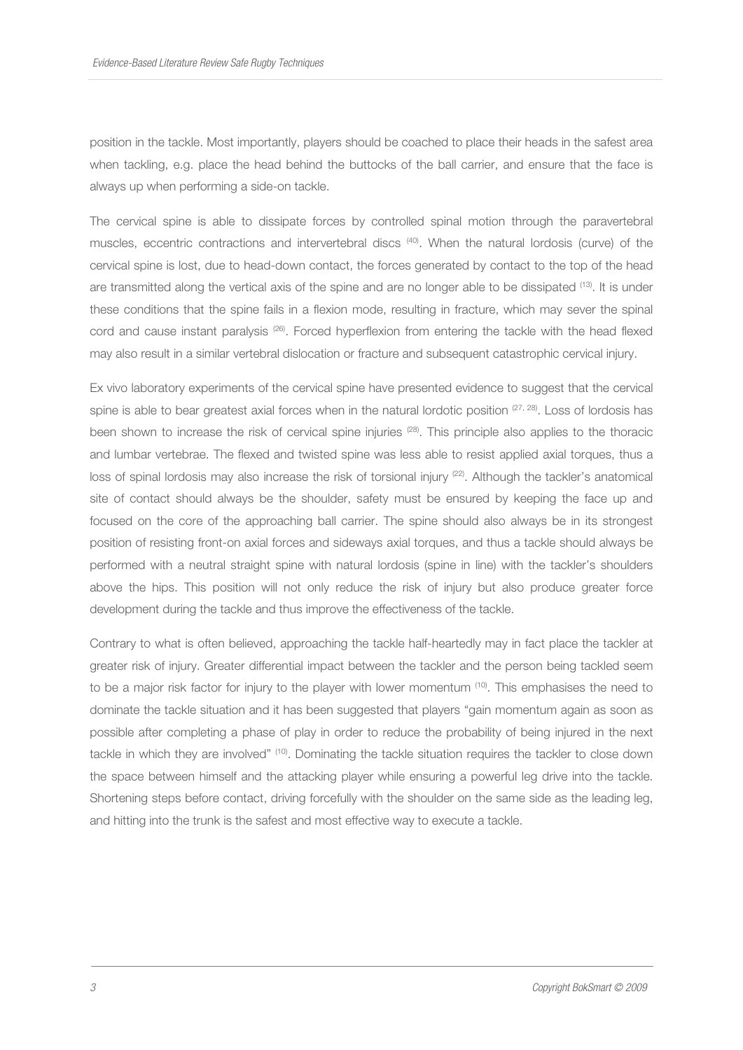position in the tackle. Most importantly, players should be coached to place their heads in the safest area when tackling, e.g. place the head behind the buttocks of the ball carrier, and ensure that the face is always up when performing a side-on tackle.

The cervical spine is able to dissipate forces by controlled spinal motion through the paravertebral muscles, eccentric contractions and intervertebral discs [40]. When the natural lordosis (curve) of the cervical spine is lost, due to head-down contact, the forces generated by contact to the top of the head are transmitted along the vertical axis of the spine and are no longer able to be dissipated [13]. It is under these conditions that the spine fails in a flexion mode, resulting in fracture, which may sever the spinal cord and cause instant paralysis [26]. Forced hyperflexion from entering the tackle with the head flexed may also result in a similar vertebral dislocation or fracture and subsequent catastrophic cervical injury.

Ex vivo laboratory experiments of the cervical spine have presented evidence to suggest that the cervical spine is able to bear greatest axial forces when in the natural lordotic position [27, 28]. Loss of lordosis has been shown to increase the risk of cervical spine injuries [28]. This principle also applies to the thoracic and lumbar vertebrae. The flexed and twisted spine was less able to resist applied axial torques, thus a loss of spinal lordosis may also increase the risk of torsional injury [22]. Although the tackler's anatomical site of contact should always be the shoulder, safety must be ensured by keeping the face up and focused on the core of the approaching ball carrier. The spine should also always be in its strongest position of resisting front-on axial forces and sideways axial torques, and thus a tackle should always be performed with a neutral straight spine with natural lordosis (spine in line) with the tackler's shoulders above the hips. This position will not only reduce the risk of injury but also produce greater force development during the tackle and thus improve the effectiveness of the tackle.

Contrary to what is often believed, approaching the tackle half-heartedly may in fact place the tackler at greater risk of injury. Greater differential impact between the tackler and the person being tackled seem to be a major risk factor for injury to the player with lower momentum [10]. This emphasises the need to dominate the tackle situation and it has been suggested that players "gain momentum again as soon as possible after completing a phase of play in order to reduce the probability of being injured in the next tackle in which they are involved" [10]. Dominating the tackle situation requires the tackler to close down the space between himself and the attacking player while ensuring a powerful leg drive into the tackle. Shortening steps before contact, driving forcefully with the shoulder on the same side as the leading leg, and hitting into the trunk is the safest and most effective way to execute a tackle.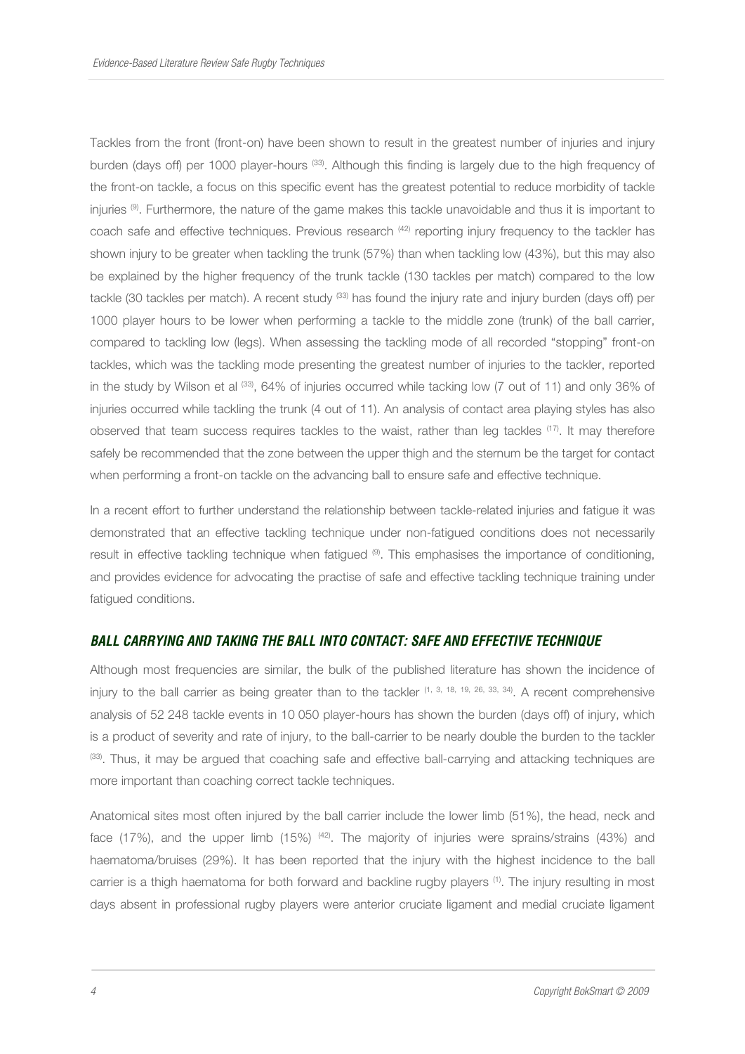Tackles from the front (front-on) have been shown to result in the greatest number of injuries and injury burden (days off) per 1000 player-hours [33]. Although this finding is largely due to the high frequency of the front-on tackle, a focus on this specific event has the greatest potential to reduce morbidity of tackle injuries [9]. Furthermore, the nature of the game makes this tackle unavoidable and thus it is important to coach safe and effective techniques. Previous research [42] reporting injury frequency to the tackler has shown injury to be greater when tackling the trunk (57%) than when tackling low (43%), but this may also be explained by the higher frequency of the trunk tackle (130 tackles per match) compared to the low tackle (30 tackles per match). A recent study [33] has found the injury rate and injury burden (days off) per 1000 player hours to be lower when performing a tackle to the middle zone (trunk) of the ball carrier, compared to tackling low (legs). When assessing the tackling mode of all recorded "stopping" front-on tackles, which was the tackling mode presenting the greatest number of injuries to the tackler, reported in the study by Wilson et al [33], 64% of injuries occurred while tacking low (7 out of 11) and only 36% of injuries occurred while tackling the trunk (4 out of 11). An analysis of contact area playing styles has also observed that team success requires tackles to the waist, rather than leg tackles [17]. It may therefore safely be recommended that the zone between the upper thigh and the sternum be the target for contact when performing a front-on tackle on the advancing ball to ensure safe and effective technique.

In a recent effort to further understand the relationship between tackle-related injuries and fatigue it was demonstrated that an effective tackling technique under non-fatigued conditions does not necessarily result in effective tackling technique when fatigued [9]. This emphasises the importance of conditioning, and provides evidence for advocating the practise of safe and effective tackling technique training under fatigued conditions.

## BALL CARRYING AND TAKING THE BALL INTO CONTACT: SAFE AND EFFECTIVE TECHNIQUE

Although most frequencies are similar, the bulk of the published literature has shown the incidence of injury to the ball carrier as being greater than to the tackler [1, 3, 18, 19, 26, 33, 34]. A recent comprehensive analysis of 52 248 tackle events in 10 050 player-hours has shown the burden (days off) of injury, which is a product of severity and rate of injury, to the ball-carrier to be nearly double the burden to the tackler [33]. Thus, it may be argued that coaching safe and effective ball-carrying and attacking techniques are more important than coaching correct tackle techniques.

Anatomical sites most often injured by the ball carrier include the lower limb (51%), the head, neck and face (17%), and the upper limb (15%) [42]. The majority of injuries were sprains/strains (43%) and haematoma/bruises (29%). It has been reported that the injury with the highest incidence to the ball carrier is a thigh haematoma for both forward and backline rugby players [1]. The injury resulting in most days absent in professional rugby players were anterior cruciate ligament and medial cruciate ligament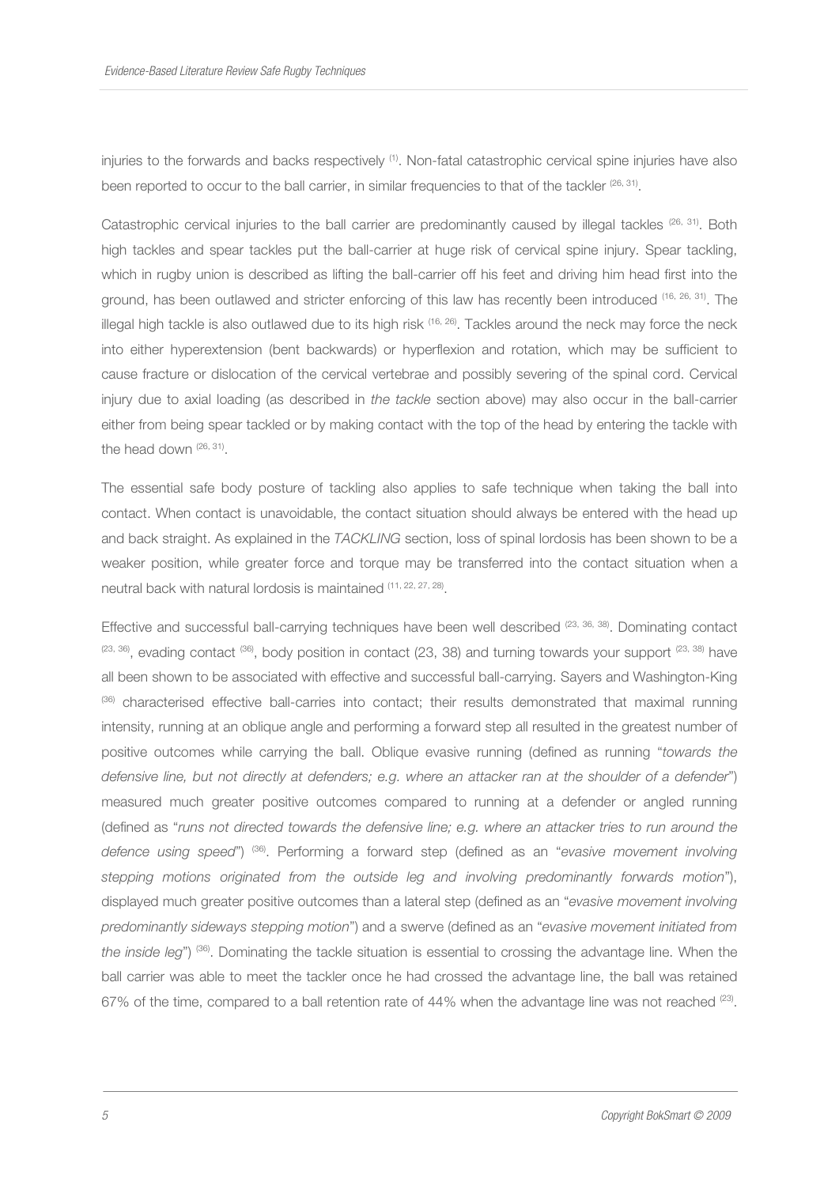injuries to the forwards and backs respectively [1]. Non-fatal catastrophic cervical spine injuries have also been reported to occur to the ball carrier, in similar frequencies to that of the tackler [26, 31].

Catastrophic cervical injuries to the ball carrier are predominantly caused by illegal tackles [26, 31]. Both high tackles and spear tackles put the ball-carrier at huge risk of cervical spine injury. Spear tackling, which in rugby union is described as lifting the ball-carrier off his feet and driving him head first into the ground, has been outlawed and stricter enforcing of this law has recently been introduced [16, 26, 31]. The illegal high tackle is also outlawed due to its high risk [16, 26]. Tackles around the neck may force the neck into either hyperextension (bent backwards) or hyperflexion and rotation, which may be sufficient to cause fracture or dislocation of the cervical vertebrae and possibly severing of the spinal cord. Cervical injury due to axial loading (as described in *the tackle* section above) may also occur in the ball-carrier either from being spear tackled or by making contact with the top of the head by entering the tackle with the head down [26, 31].

The essential safe body posture of tackling also applies to safe technique when taking the ball into contact. When contact is unavoidable, the contact situation should always be entered with the head up and back straight. As explained in the *TACKLING* section, loss of spinal lordosis has been shown to be a weaker position, while greater force and torque may be transferred into the contact situation when a neutral back with natural lordosis is maintained [11, 22, 27, 28].

Effective and successful ball-carrying techniques have been well described [23, 36, 38]. Dominating contact [23, 36], evading contact [36], body position in contact (23, 38) and turning towards your support [23, 38] have all been shown to be associated with effective and successful ball-carrying. Sayers and Washington-King [36] characterised effective ball-carries into contact; their results demonstrated that maximal running intensity, running at an oblique angle and performing a forward step all resulted in the greatest number of positive outcomes while carrying the ball. Oblique evasive running (defined as running "*towards the defensive line, but not directly at defenders; e.g. where an attacker ran at the shoulder of a defender*") measured much greater positive outcomes compared to running at a defender or angled running (defined as "*runs not directed towards the defensive line; e.g. where an attacker tries to run around the defence using speed*") [36]. Performing a forward step (defined as an "*evasive movement involving stepping motions originated from the outside leg and involving predominantly forwards motion*"), displayed much greater positive outcomes than a lateral step (defined as an "*evasive movement involving predominantly sideways stepping motion*") and a swerve (defined as an "*evasive movement initiated from the inside leg*") [36]. Dominating the tackle situation is essential to crossing the advantage line. When the ball carrier was able to meet the tackler once he had crossed the advantage line, the ball was retained 67% of the time, compared to a ball retention rate of 44% when the advantage line was not reached [23].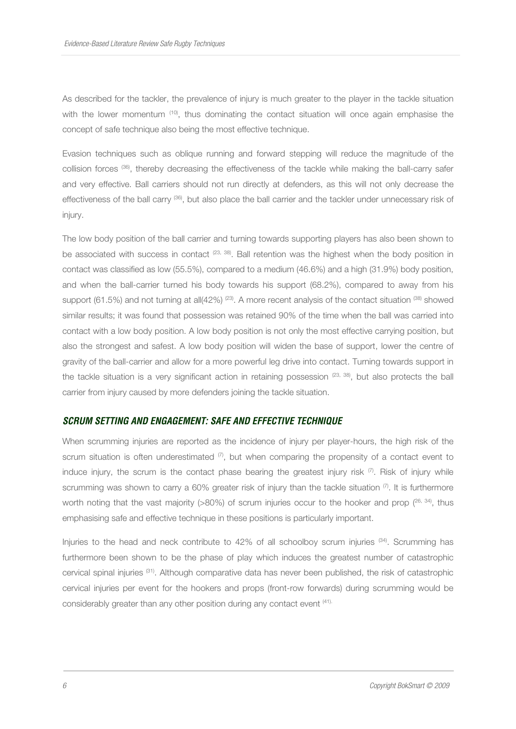As described for the tackler, the prevalence of injury is much greater to the player in the tackle situation with the lower momentum [10], thus dominating the contact situation will once again emphasise the concept of safe technique also being the most effective technique.

Evasion techniques such as oblique running and forward stepping will reduce the magnitude of the collision forces [36], thereby decreasing the effectiveness of the tackle while making the ball-carry safer and very effective. Ball carriers should not run directly at defenders, as this will not only decrease the effectiveness of the ball carry [36], but also place the ball carrier and the tackler under unnecessary risk of injury.

The low body position of the ball carrier and turning towards supporting players has also been shown to be associated with success in contact [23, 38]. Ball retention was the highest when the body position in contact was classified as low (55.5%), compared to a medium (46.6%) and a high (31.9%) body position, and when the ball-carrier turned his body towards his support (68.2%), compared to away from his support (61.5%) and not turning at all(42%) [23]. A more recent analysis of the contact situation [38] showed similar results; it was found that possession was retained 90% of the time when the ball was carried into contact with a low body position. A low body position is not only the most effective carrying position, but also the strongest and safest. A low body position will widen the base of support, lower the centre of gravity of the ball-carrier and allow for a more powerful leg drive into contact. Turning towards support in the tackle situation is a very significant action in retaining possession [23, 38], but also protects the ball carrier from injury caused by more defenders joining the tackle situation.

## *SCRUM SETTING AND ENGAGEMENT: SAFE AND EFFECTIVE TECHNIQUE*

When scrumming injuries are reported as the incidence of injury per player-hours, the high risk of the scrum situation is often underestimated [7], but when comparing the propensity of a contact event to induce injury, the scrum is the contact phase bearing the greatest injury risk [7]. Risk of injury while scrumming was shown to carry a 60% greater risk of injury than the tackle situation [7]. It is furthermore worth noting that the vast majority (>80%) of scrum injuries occur to the hooker and prop [26, 34], thus emphasising safe and effective technique in these positions is particularly important.

Injuries to the head and neck contribute to 42% of all schoolboy scrum injuries [34]. Scrumming has furthermore been shown to be the phase of play which induces the greatest number of catastrophic cervical spinal injuries [31]. Although comparative data has never been published, the risk of catastrophic cervical injuries per event for the hookers and props (front-row forwards) during scrumming would be considerably greater than any other position during any contact event [41].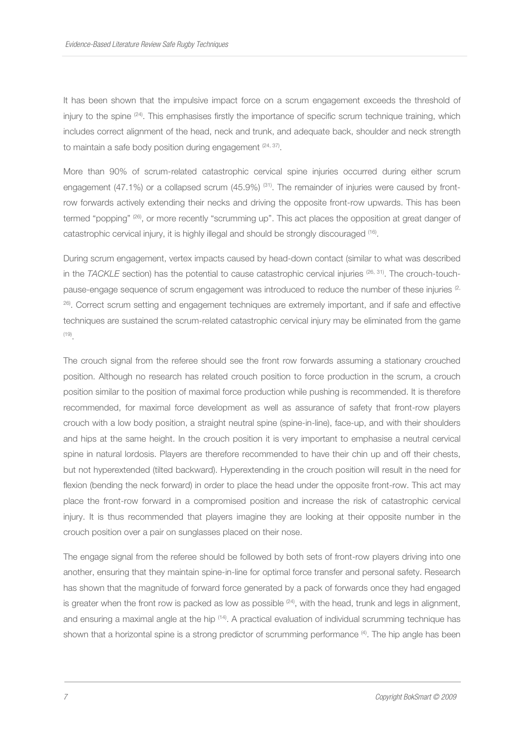It has been shown that the impulsive impact force on a scrum engagement exceeds the threshold of injury to the spine [24]. This emphasises firstly the importance of specific scrum technique training, which includes correct alignment of the head, neck and trunk, and adequate back, shoulder and neck strength to maintain a safe body position during engagement [24, 37].

More than 90% of scrum-related catastrophic cervical spine injuries occurred during either scrum engagement (47.1%) or a collapsed scrum (45.9%) [31]. The remainder of injuries were caused by front-row forwards actively extending their necks and driving the opposite front-row upwards. This has been termed "popping" [26], or more recently "scrumming up". This act places the opposition at great danger of catastrophic cervical injury, it is highly illegal and should be strongly discouraged [16].

During scrum engagement, vertex impacts caused by head-down contact (similar to what was described in the *TACKLE* section) has the potential to cause catastrophic cervical injuries [26, 31]. The crouch-touch-pause-engage sequence of scrum engagement was introduced to reduce the number of these injuries [2, 26]. Correct scrum setting and engagement techniques are extremely important, and if safe and effective techniques are sustained the scrum-related catastrophic cervical injury may be eliminated from the game [19].

The crouch signal from the referee should see the front row forwards assuming a stationary crouched position. Although no research has related crouch position to force production in the scrum, a crouch position similar to the position of maximal force production while pushing is recommended. It is therefore recommended, for maximal force development as well as assurance of safety that front-row players crouch with a low body position, a straight neutral spine (spine-in-line), face-up, and with their shoulders and hips at the same height. In the crouch position it is very important to emphasise a neutral cervical spine in natural lordosis. Players are therefore recommended to have their chin up and off their chests, but not hyperextended (tilted backward). Hyperextending in the crouch position will result in the need for flexion (bending the neck forward) in order to place the head under the opposite front-row. This act may place the front-row forward in a compromised position and increase the risk of catastrophic cervical injury. It is thus recommended that players imagine they are looking at their opposite number in the crouch position over a pair on sunglasses placed on their nose.

The engage signal from the referee should be followed by both sets of front-row players driving into one another, ensuring that they maintain spine-in-line for optimal force transfer and personal safety. Research has shown that the magnitude of forward force generated by a pack of forwards once they had engaged is greater when the front row is packed as low as possible [24], with the head, trunk and legs in alignment, and ensuring a maximal angle at the hip [14]. A practical evaluation of individual scrumming technique has shown that a horizontal spine is a strong predictor of scrumming performance [4]. The hip angle has been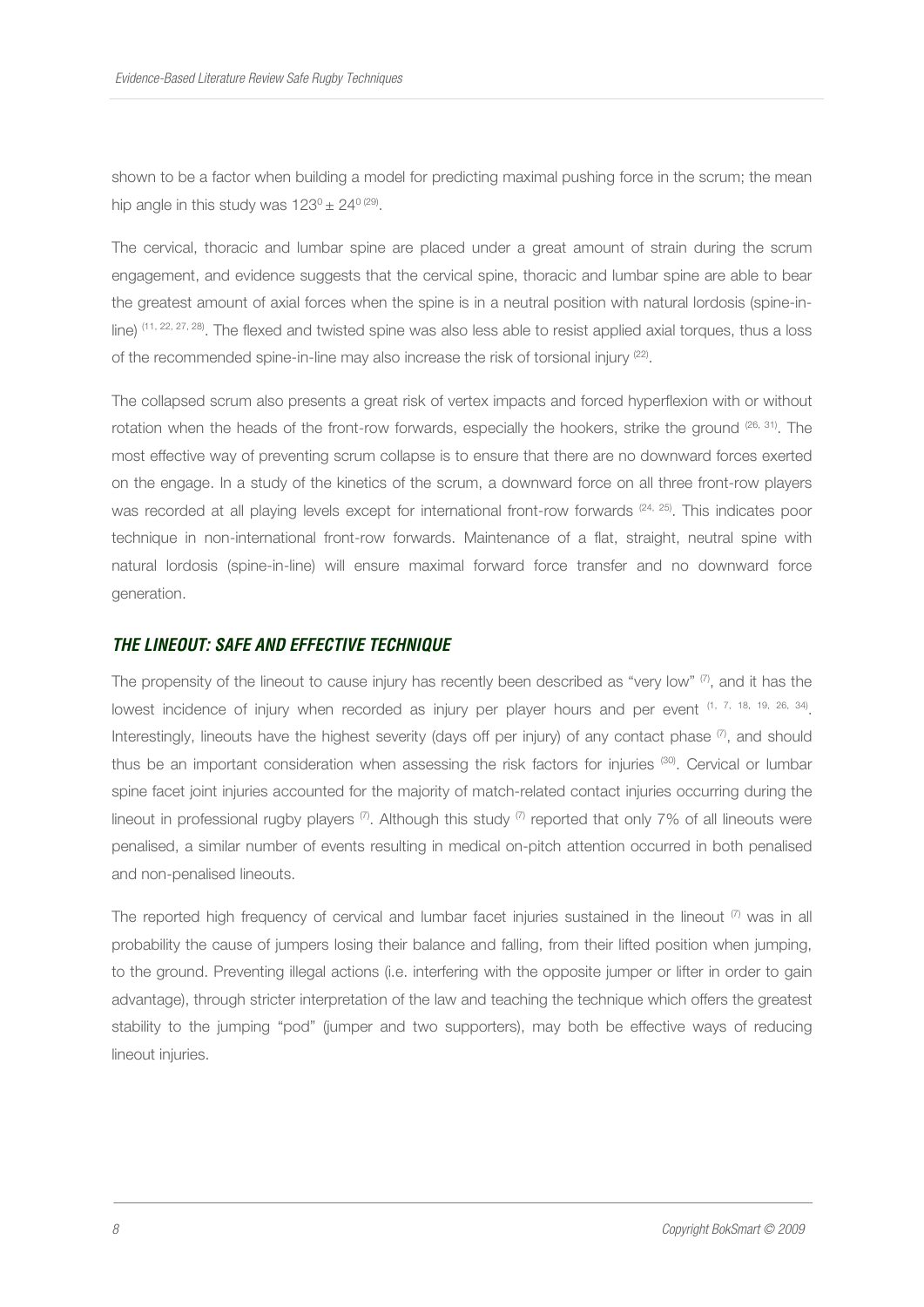shown to be a factor when building a model for predicting maximal pushing force in the scrum; the mean hip angle in this study was $123^0 \pm 24^0$ [29].

The cervical, thoracic and lumbar spine are placed under a great amount of strain during the scrum engagement, and evidence suggests that the cervical spine, thoracic and lumbar spine are able to bear the greatest amount of axial forces when the spine is in a neutral position with natural lordosis (spine-in-line) [11, 22, 27, 28]. The flexed and twisted spine was also less able to resist applied axial torques, thus a loss of the recommended spine-in-line may also increase the risk of torsional injury [22].

The collapsed scrum also presents a great risk of vertex impacts and forced hyperflexion with or without rotation when the heads of the front-row forwards, especially the hookers, strike the ground [26, 31]. The most effective way of preventing scrum collapse is to ensure that there are no downward forces exerted on the engage. In a study of the kinetics of the scrum, a downward force on all three front-row players was recorded at all playing levels except for international front-row forwards [24, 25]. This indicates poor technique in non-international front-row forwards. Maintenance of a flat, straight, neutral spine with natural lordosis (spine-in-line) will ensure maximal forward force transfer and no downward force generation.

## THE LINEOUT: SAFE AND EFFECTIVE TECHNIQUE

The propensity of the lineout to cause injury has recently been described as "very low" [7], and it has the lowest incidence of injury when recorded as injury per player hours and per event [1, 7, 18, 19, 26, 34]. Interestingly, lineouts have the highest severity (days off per injury) of any contact phase [7], and should thus be an important consideration when assessing the risk factors for injuries [30]. Cervical or lumbar spine facet joint injuries accounted for the majority of match-related contact injuries occurring during the lineout in professional rugby players [7]. Although this study [7] reported that only 7% of all lineouts were penalised, a similar number of events resulting in medical on-pitch attention occurred in both penalised and non-penalised lineouts.

The reported high frequency of cervical and lumbar facet injuries sustained in the lineout [7] was in all probability the cause of jumpers losing their balance and falling, from their lifted position when jumping, to the ground. Preventing illegal actions (i.e. interfering with the opposite jumper or lifter in order to gain advantage), through stricter interpretation of the law and teaching the technique which offers the greatest stability to the jumping "pod" (jumper and two supporters), may both be effective ways of reducing lineout injuries.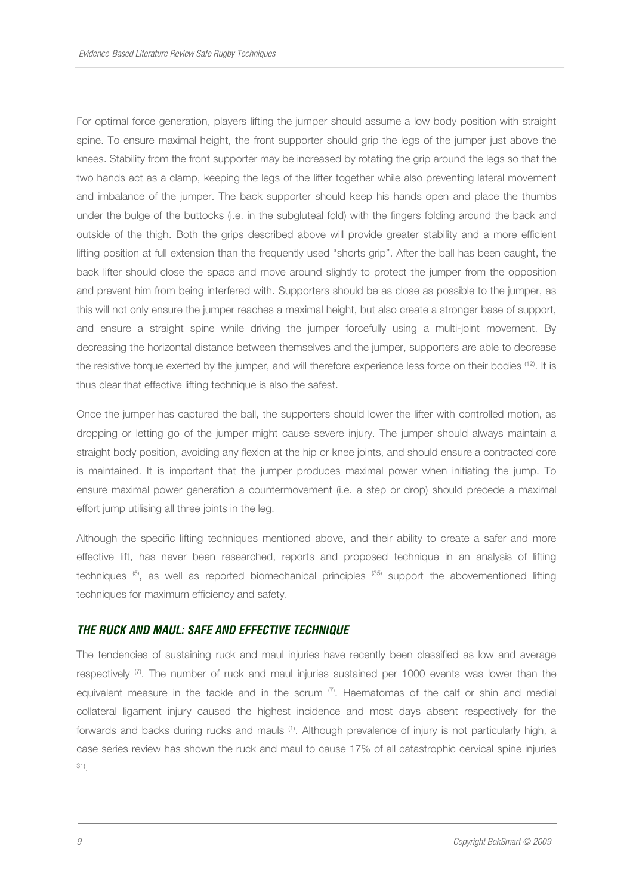For optimal force generation, players lifting the jumper should assume a low body position with straight spine. To ensure maximal height, the front supporter should grip the legs of the jumper just above the knees. Stability from the front supporter may be increased by rotating the grip around the legs so that the two hands act as a clamp, keeping the legs of the lifter together while also preventing lateral movement and imbalance of the jumper. The back supporter should keep his hands open and place the thumbs under the bulge of the buttocks (i.e. in the subgluteal fold) with the fingers folding around the back and outside of the thigh. Both the grips described above will provide greater stability and a more efficient lifting position at full extension than the frequently used "shorts grip". After the ball has been caught, the back lifter should close the space and move around slightly to protect the jumper from the opposition and prevent him from being interfered with. Supporters should be as close as possible to the jumper, as this will not only ensure the jumper reaches a maximal height, but also create a stronger base of support, and ensure a straight spine while driving the jumper forcefully using a multi-joint movement. By decreasing the horizontal distance between themselves and the jumper, supporters are able to decrease the resistive torque exerted by the jumper, and will therefore experience less force on their bodies [12]. It is thus clear that effective lifting technique is also the safest.

Once the jumper has captured the ball, the supporters should lower the lifter with controlled motion, as dropping or letting go of the jumper might cause severe injury. The jumper should always maintain a straight body position, avoiding any flexion at the hip or knee joints, and should ensure a contracted core is maintained. It is important that the jumper produces maximal power when initiating the jump. To ensure maximal power generation a countermovement (i.e. a step or drop) should precede a maximal effort jump utilising all three joints in the leg.

Although the specific lifting techniques mentioned above, and their ability to create a safer and more effective lift, has never been researched, reports and proposed technique in an analysis of lifting techniques [5], as well as reported biomechanical principles [35] support the abovementioned lifting techniques for maximum efficiency and safety.

## *THE RUCK AND MAUL: SAFE AND EFFECTIVE TECHNIQUE*

The tendencies of sustaining ruck and maul injuries have recently been classified as low and average respectively [7]. The number of ruck and maul injuries sustained per 1000 events was lower than the equivalent measure in the tackle and in the scrum [7]. Haematomas of the calf or shin and medial collateral ligament injury caused the highest incidence and most days absent respectively for the forwards and backs during rucks and mauls [1]. Although prevalence of injury is not particularly high, a case series review has shown the ruck and maul to cause 17% of all catastrophic cervical spine injuries [31].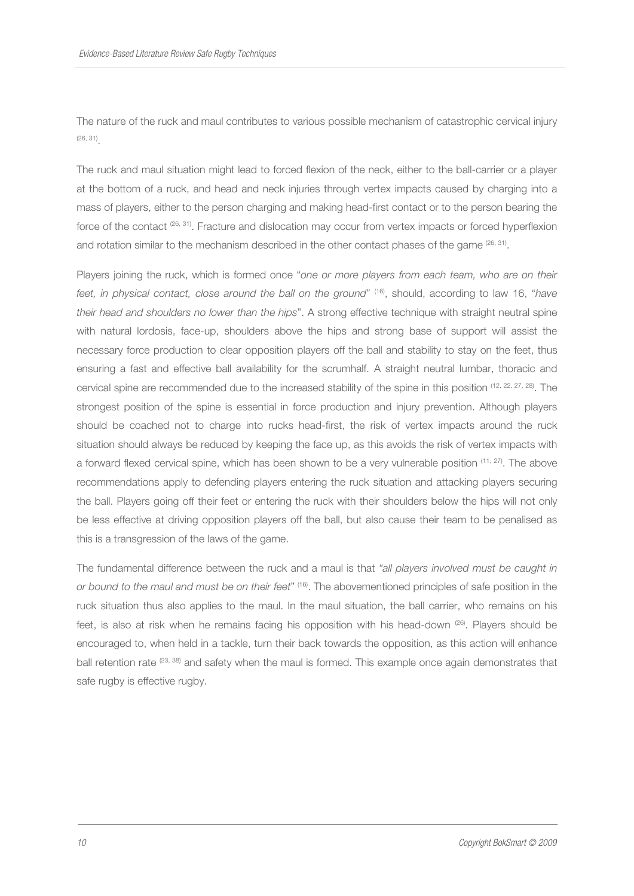The nature of the ruck and maul contributes to various possible mechanism of catastrophic cervical injury [26, 31].

The ruck and maul situation might lead to forced flexion of the neck, either to the ball-carrier or a player at the bottom of a ruck, and head and neck injuries through vertex impacts caused by charging into a mass of players, either to the person charging and making head-first contact or to the person bearing the force of the contact [26, 31]. Fracture and dislocation may occur from vertex impacts or forced hyperflexion and rotation similar to the mechanism described in the other contact phases of the game [26, 31].

Players joining the ruck, which is formed once "*one or more players from each team, who are on their feet, in physical contact, close around the ball on the ground*" [16], should, according to law 16, "*have their head and shoulders no lower than the hips*". A strong effective technique with straight neutral spine with natural lordosis, face-up, shoulders above the hips and strong base of support will assist the necessary force production to clear opposition players off the ball and stability to stay on the feet, thus ensuring a fast and effective ball availability for the scrumhalf. A straight neutral lumbar, thoracic and cervical spine are recommended due to the increased stability of the spine in this position [12, 22, 27, 28]. The strongest position of the spine is essential in force production and injury prevention. Although players should be coached not to charge into rucks head-first, the risk of vertex impacts around the ruck situation should always be reduced by keeping the face up, as this avoids the risk of vertex impacts with a forward flexed cervical spine, which has been shown to be a very vulnerable position [11, 27]. The above recommendations apply to defending players entering the ruck situation and attacking players securing the ball. Players going off their feet or entering the ruck with their shoulders below the hips will not only be less effective at driving opposition players off the ball, but also cause their team to be penalised as this is a transgression of the laws of the game.

The fundamental difference between the ruck and a maul is that *"all players involved must be caught in or bound to the maul and must be on their feet"* [16]. The abovementioned principles of safe position in the ruck situation thus also applies to the maul. In the maul situation, the ball carrier, who remains on his feet, is also at risk when he remains facing his opposition with his head-down [26]. Players should be encouraged to, when held in a tackle, turn their back towards the opposition, as this action will enhance ball retention rate [23, 38] and safety when the maul is formed. This example once again demonstrates that safe rugby is effective rugby.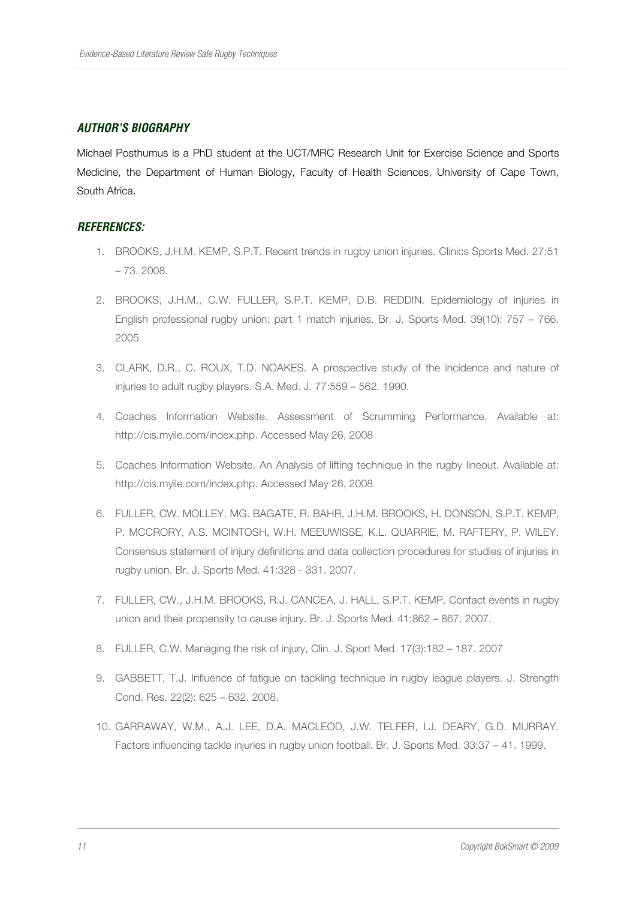## *AUTHOR'S BIOGRAPHY*

Michael Posthumus is a PhD student at the UCT/MRC Research Unit for Exercise Science and Sports Medicine, the Department of Human Biology, Faculty of Health Sciences, University of Cape Town, South Africa.

## *REFERENCES:*

1. BROOKS, J.H.M. KEMP, S.P.T. Recent trends in rugby union injuries. Clinics Sports Med. 27:51 – 73. 2008.
2. BROOKS, J.H.M., C.W. FULLER, S.P.T. KEMP, D.B. REDDIN. Epidemiology of injuries in English professional rugby union: part 1 match injuries. Br. J. Sports Med. 39(10): 757 – 766. 2005
3. CLARK, D.R., C. ROUX, T.D. NOAKES. A prospective study of the incidence and nature of injuries to adult rugby players. S.A. Med. J. 77:559 – 562. 1990.
4. Coaches Information Website. Assessment of Scrumming Performance. Available at: http://cis.myile.com/index.php. Accessed May 26, 2008
5. Coaches Information Website. An Analysis of lifting technique in the rugby lineout. Available at: http://cis.myile.com/index.php. Accessed May 26, 2008
6. FULLER, CW. MOLLEY, MG. BAGATE, R. BAHR, J.H.M. BROOKS, H. DONSON, S.P.T. KEMP, P. MCCRORY, A.S. MCINTOSH, W.H. MEEUWISSE, K.L. QUARRIE, M. RAFTERY, P. WILEY. Consensus statement of injury definitions and data collection procedures for studies of injuries in rugby union. Br. J. Sports Med. 41:328 - 331. 2007.
7. FULLER, CW., J.H.M. BROOKS, R.J. CANCEA, J. HALL, S.P.T. KEMP. Contact events in rugby union and their propensity to cause injury. Br. J. Sports Med. 41:862 – 867. 2007.
8. FULLER, C.W. Managing the risk of injury, Clin. J. Sport Med. 17(3):182 – 187. 2007
9. GABBETT, T.J. Influence of fatigue on tackling technique in rugby league players. J. Strength Cond. Res. 22(2): 625 – 632. 2008.
10. GARRAWAY, W.M., A.J. LEE, D.A. MACLEOD, J.W. TELFER, I.J. DEARY, G.D. MURRAY. Factors influencing tackle injuries in rugby union football. Br. J. Sports Med. 33:37 – 41. 1999.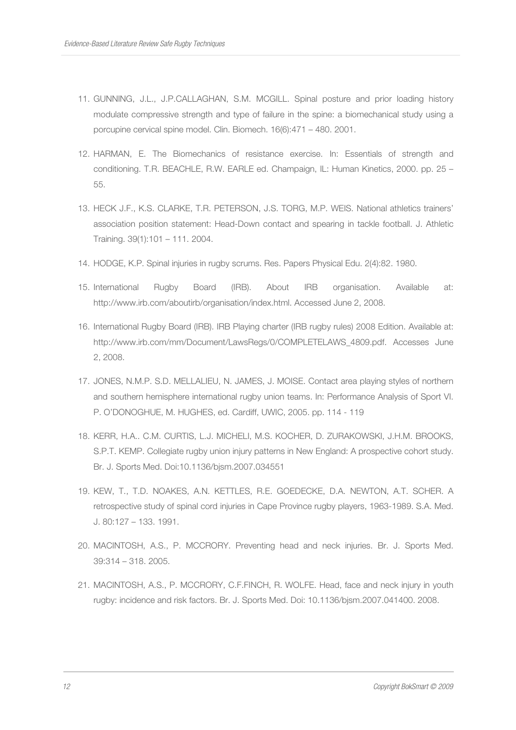11. GUNNING, J.L., J.P.CALLAGHAN, S.M. MCGILL. Spinal posture and prior loading history modulate compressive strength and type of failure in the spine: a biomechanical study using a porcupine cervical spine model. Clin. Biomech. 16(6):471 – 480. 2001.

12. HARMAN, E. The Biomechanics of resistance exercise. In: Essentials of strength and conditioning. T.R. BEACHLE, R.W. EARLE ed. Champaign, IL: Human Kinetics, 2000. pp. 25 – 55.

13. HECK J.F., K.S. CLARKE, T.R. PETERSON, J.S. TORG, M.P. WEIS. National athletics trainers' association position statement: Head-Down contact and spearing in tackle football. J. Athletic Training. 39(1):101 – 111. 2004.

14. HODGE, K.P. Spinal injuries in rugby scrums. Res. Papers Physical Edu. 2(4):82. 1980.

15. International Rugby Board (IRB). About IRB organisation. Available at: http://www.irb.com/aboutirb/organisation/index.html. Accessed June 2, 2008.

16. International Rugby Board (IRB). IRB Playing charter (IRB rugby rules) 2008 Edition. Available at: http://www.irb.com/mm/Document/LawsRegs/0/COMPLETELAWS_4809.pdf. Accesses June 2, 2008.

17. JONES, N.M.P. S.D. MELLALIEU, N. JAMES, J. MOISE. Contact area playing styles of northern and southern hemisphere international rugby union teams. In: Performance Analysis of Sport VI. P. O'DONOGHUE, M. HUGHES, ed. Cardiff, UWIC, 2005. pp. 114 - 119

18. KERR, H.A.. C.M. CURTIS, L.J. MICHELI, M.S. KOCHER, D. ZURAKOWSKI, J.H.M. BROOKS, S.P.T. KEMP. Collegiate rugby union injury patterns in New England: A prospective cohort study. Br. J. Sports Med. Doi:10.1136/bjsm.2007.034551

19. KEW, T., T.D. NOAKES, A.N. KETTLES, R.E. GOEDECKE, D.A. NEWTON, A.T. SCHER. A retrospective study of spinal cord injuries in Cape Province rugby players, 1963-1989. S.A. Med. J. 80:127 – 133. 1991.

20. MACINTOSH, A.S., P. MCCRORY. Preventing head and neck injuries. Br. J. Sports Med. 39:314 – 318. 2005.

21. MACINTOSH, A.S., P. MCCRORY, C.F.FINCH, R. WOLFE. Head, face and neck injury in youth rugby: incidence and risk factors. Br. J. Sports Med. Doi: 10.1136/bjsm.2007.041400. 2008.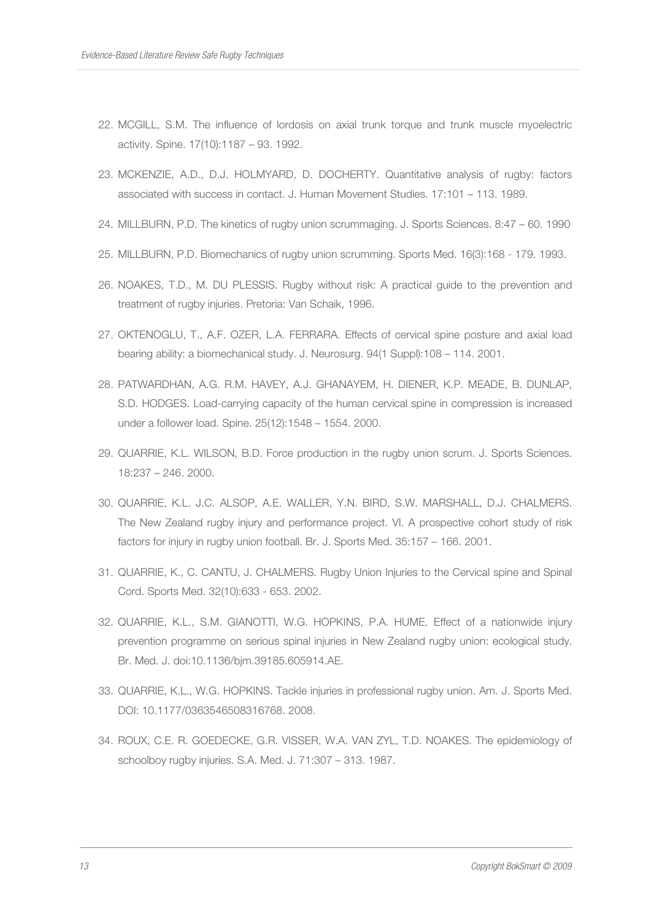22. MCGILL, S.M. The influence of lordosis on axial trunk torque and trunk muscle myoelectric activity. Spine. 17(10):1187 – 93. 1992.

23. MCKENZIE, A.D., D.J. HOLMYARD, D. DOCHERTY. Quantitative analysis of rugby: factors associated with success in contact. J. Human Movement Studies. 17:101 – 113. 1989.

24. MILLBURN, P.D. The kinetics of rugby union scrummaging. J. Sports Sciences. 8:47 – 60. 1990

25. MILLBURN, P.D. Biomechanics of rugby union scrumming. Sports Med. 16(3):168 - 179. 1993.

26. NOAKES, T.D., M. DU PLESSIS. Rugby without risk: A practical guide to the prevention and treatment of rugby injuries. Pretoria: Van Schaik, 1996.

27. OKTENOGLU, T., A.F. OZER, L.A. FERRARA. Effects of cervical spine posture and axial load bearing ability: a biomechanical study. J. Neurosurg. 94(1 Suppl):108 – 114. 2001.

28. PATWARDHAN, A.G. R.M. HAVEY, A.J. GHANAYEM, H. DIENER, K.P. MEADE, B. DUNLAP, S.D. HODGES. Load-carrying capacity of the human cervical spine in compression is increased under a follower load. Spine. 25(12):1548 – 1554. 2000.

29. QUARRIE, K.L. WILSON, B.D. Force production in the rugby union scrum. J. Sports Sciences. 18:237 – 246. 2000.

30. QUARRIE, K.L. J.C. ALSOP, A.E. WALLER, Y.N. BIRD, S.W. MARSHALL, D.J. CHALMERS. The New Zealand rugby injury and performance project. VI. A prospective cohort study of risk factors for injury in rugby union football. Br. J. Sports Med. 35:157 – 166. 2001.

31. QUARRIE, K., C. CANTU, J. CHALMERS. Rugby Union Injuries to the Cervical spine and Spinal Cord. Sports Med. 32(10):633 - 653. 2002.

32. QUARRIE, K.L., S.M. GIANOTTI, W.G. HOPKINS, P.A. HUME. Effect of a nationwide injury prevention programme on serious spinal injuries in New Zealand rugby union: ecological study. Br. Med. J. doi:10.1136/bjm.39185.605914.AE.

33. QUARRIE, K.L., W.G. HOPKINS. Tackle injuries in professional rugby union. Am. J. Sports Med. DOI: 10.1177/0363546508316768. 2008.

34. ROUX, C.E. R. GOEDECKE, G.R. VISSER, W.A. VAN ZYL, T.D. NOAKES. The epidemiology of schoolboy rugby injuries. S.A. Med. J. 71:307 – 313. 1987.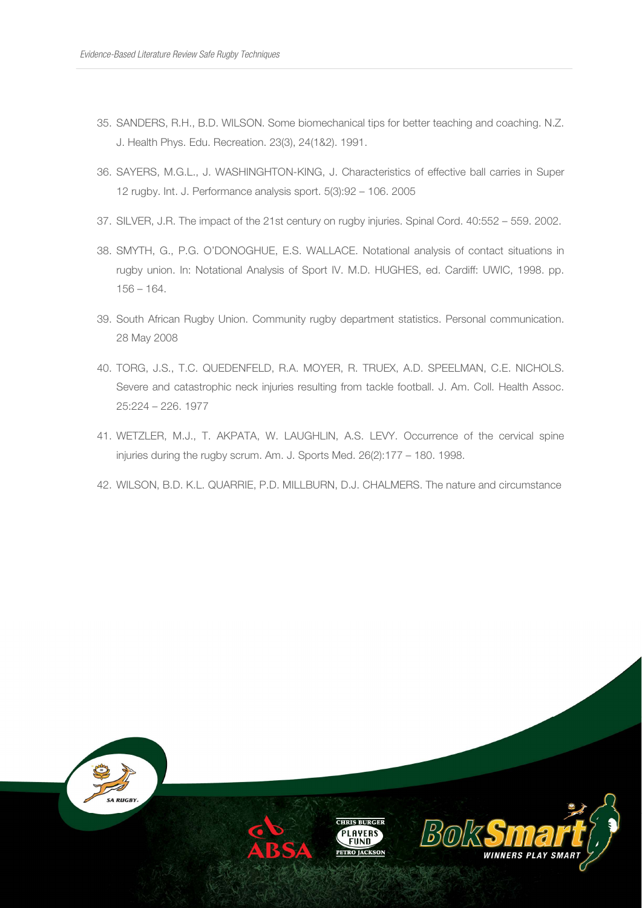35. SANDERS, R.H., B.D. WILSON. Some biomechanical tips for better teaching and coaching. N.Z. J. Health Phys. Edu. Recreation. 23(3), 24(1&2). 1991.

36. SAYERS, M.G.L., J. WASHINGHTON-KING, J. Characteristics of effective ball carries in Super 12 rugby. Int. J. Performance analysis sport. 5(3):92 – 106. 2005

37. SILVER, J.R. The impact of the 21st century on rugby injuries. Spinal Cord. 40:552 – 559. 2002.

38. SMYTH, G., P.G. O'DONOGHUE, E.S. WALLACE. Notational analysis of contact situations in rugby union. In: Notational Analysis of Sport IV. M.D. HUGHES, ed. Cardiff: UWIC, 1998. pp. 156 – 164.

39. South African Rugby Union. Community rugby department statistics. Personal communication. 28 May 2008

40. TORG, J.S., T.C. QUEDENFELD, R.A. MOYER, R. TRUEX, A.D. SPEELMAN, C.E. NICHOLS. Severe and catastrophic neck injuries resulting from tackle football. J. Am. Coll. Health Assoc. 25:224 – 226. 1977

41. WETZLER, M.J., T. AKPATA, W. LAUGHLIN, A.S. LEVY. Occurrence of the cervical spine injuries during the rugby scrum. Am. J. Sports Med. 26(2):177 – 180. 1998.

42. WILSON, B.D. K.L. QUARRIE, P.D. MILLBURN, D.J. CHALMERS. The nature and circumstance